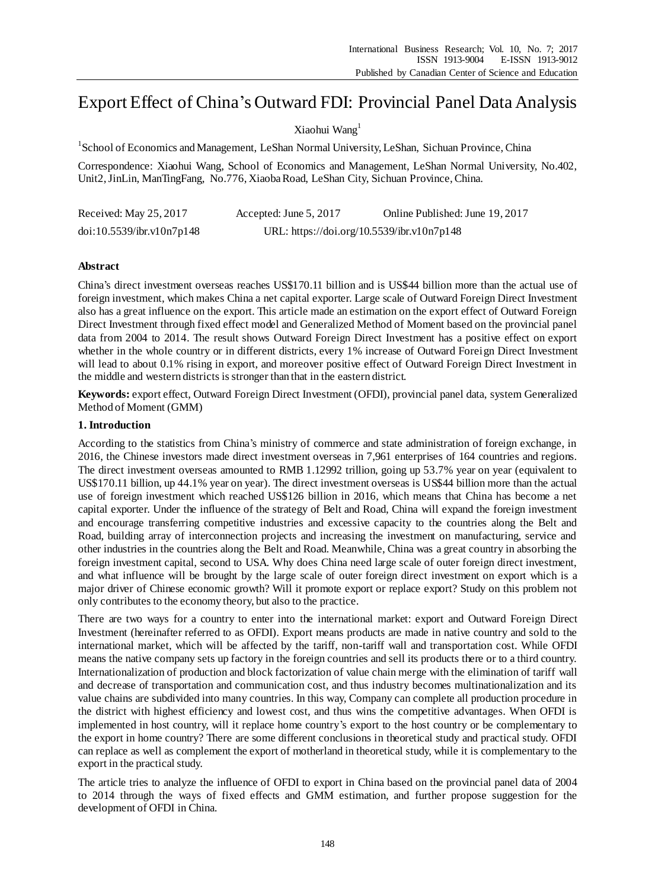# Export Effect of China's Outward FDI: Provincial Panel Data Analysis

Xiaohui Wang[1]

[1]School of Economics and Management, LeShan Normal University, LeShan, Sichuan Province, China

Correspondence: Xiaohui Wang, School of Economics and Management, LeShan Normal University, No.402, Unit2, JinLin, ManTingFang, No.776, Xiaoba Road, LeShan City, Sichuan Province, China.

Received: May 25, 2017 Accepted: June 5, 2017 Online Published: June 19, 2017

doi:10.5539/ibr.v10n7p148 URL: https://doi.org/10.5539/ibr.v10n7p148

## Abstract

China's direct investment overseas reaches US$170.11 billion and is US$44 billion more than the actual use of foreign investment, which makes China a net capital exporter. Large scale of Outward Foreign Direct Investment also has a great influence on the export. This article made an estimation on the export effect of Outward Foreign Direct Investment through fixed effect model and Generalized Method of Moment based on the provincial panel data from 2004 to 2014. The result shows Outward Foreign Direct Investment has a positive effect on export whether in the whole country or in different districts, every 1% increase of Outward Foreign Direct Investment will lead to about 0.1% rising in export, and moreover positive effect of Outward Foreign Direct Investment in the middle and western districts is stronger than that in the eastern district.

**Keywords:** export effect, Outward Foreign Direct Investment (OFDI), provincial panel data, system Generalized Method of Moment (GMM)

## 1. Introduction

According to the statistics from China's ministry of commerce and state administration of foreign exchange, in 2016, the Chinese investors made direct investment overseas in 7,961 enterprises of 164 countries and regions. The direct investment overseas amounted to RMB 1.12992 trillion, going up 53.7% year on year (equivalent to US$170.11 billion, up 44.1% year on year). The direct investment overseas is US$44 billion more than the actual use of foreign investment which reached US$126 billion in 2016, which means that China has become a net capital exporter. Under the influence of the strategy of Belt and Road, China will expand the foreign investment and encourage transferring competitive industries and excessive capacity to the countries along the Belt and Road, building array of interconnection projects and increasing the investment on manufacturing, service and other industries in the countries along the Belt and Road. Meanwhile, China was a great country in absorbing the foreign investment capital, second to USA. Why does China need large scale of outer foreign direct investment, and what influence will be brought by the large scale of outer foreign direct investment on export which is a major driver of Chinese economic growth? Will it promote export or replace export? Study on this problem not only contributes to the economy theory, but also to the practice.

There are two ways for a country to enter into the international market: export and Outward Foreign Direct Investment (hereinafter referred to as OFDI). Export means products are made in native country and sold to the international market, which will be affected by the tariff, non-tariff wall and transportation cost. While OFDI means the native company sets up factory in the foreign countries and sell its products there or to a third country. Internationalization of production and block factorization of value chain merge with the elimination of tariff wall and decrease of transportation and communication cost, and thus industry becomes multinationalization and its value chains are subdivided into many countries. In this way, Company can complete all production procedure in the district with highest efficiency and lowest cost, and thus wins the competitive advantages. When OFDI is implemented in host country, will it replace home country's export to the host country or be complementary to the export in home country? There are some different conclusions in theoretical study and practical study. OFDI can replace as well as complement the export of motherland in theoretical study, while it is complementary to the export in the practical study.

The article tries to analyze the influence of OFDI to export in China based on the provincial panel data of 2004 to 2014 through the ways of fixed effects and GMM estimation, and further propose suggestion for the development of OFDI in China.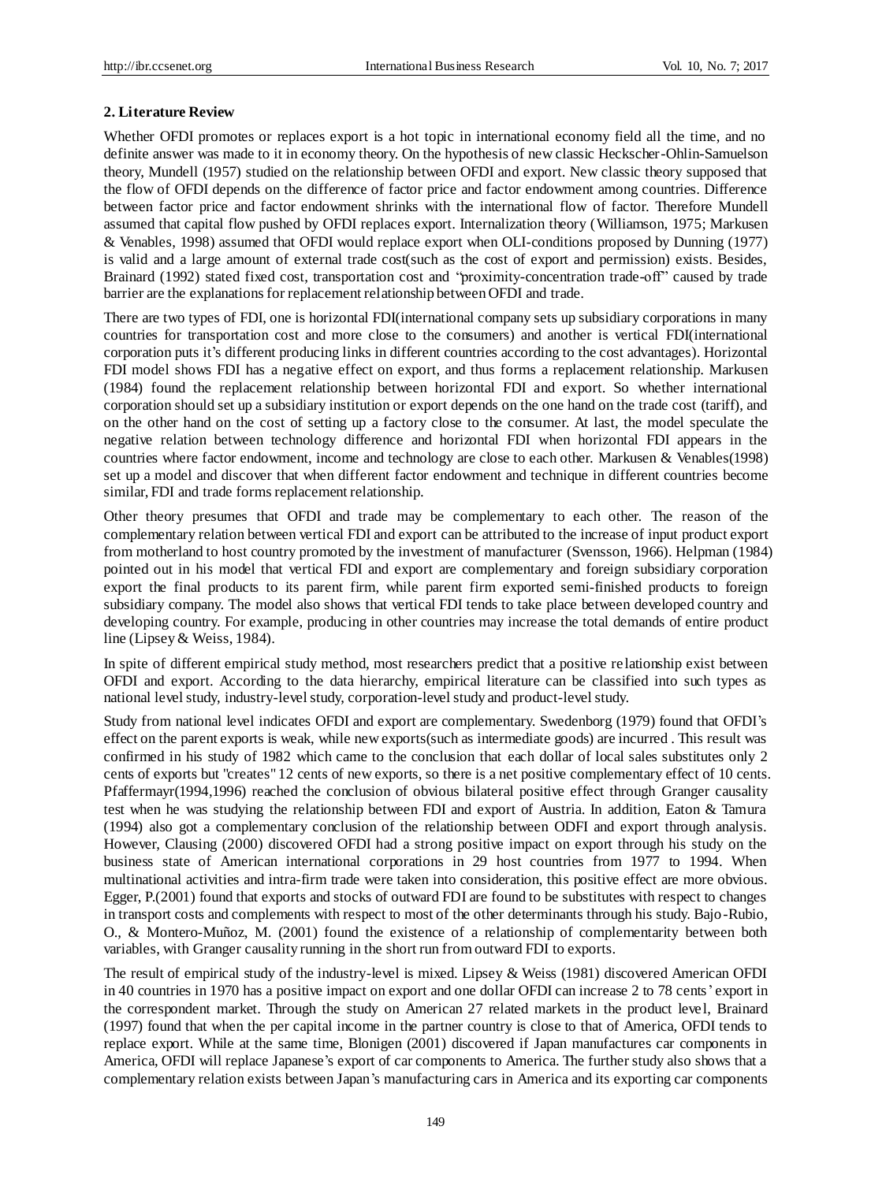## 2. Literature Review

Whether OFDI promotes or replaces export is a hot topic in international economy field all the time, and no definite answer was made to it in economy theory. On the hypothesis of new classic Heckscher-Ohlin-Samuelson theory, Mundell (1957) studied on the relationship between OFDI and export. New classic theory supposed that the flow of OFDI depends on the difference of factor price and factor endowment among countries. Difference between factor price and factor endowment shrinks with the international flow of factor. Therefore Mundell assumed that capital flow pushed by OFDI replaces export. Internalization theory (Williamson, 1975; Markusen & Venables, 1998) assumed that OFDI would replace export when OLI-conditions proposed by Dunning (1977) is valid and a large amount of external trade cost(such as the cost of export and permission) exists. Besides, Brainard (1992) stated fixed cost, transportation cost and "proximity-concentration trade-off" caused by trade barrier are the explanations for replacement relationship between OFDI and trade.

There are two types of FDI, one is horizontal FDI(international company sets up subsidiary corporations in many countries for transportation cost and more close to the consumers) and another is vertical FDI(international corporation puts it's different producing links in different countries according to the cost advantages). Horizontal FDI model shows FDI has a negative effect on export, and thus forms a replacement relationship. Markusen (1984) found the replacement relationship between horizontal FDI and export. So whether international corporation should set up a subsidiary institution or export depends on the one hand on the trade cost (tariff), and on the other hand on the cost of setting up a factory close to the consumer. At last, the model speculate the negative relation between technology difference and horizontal FDI when horizontal FDI appears in the countries where factor endowment, income and technology are close to each other. Markusen & Venables(1998) set up a model and discover that when different factor endowment and technique in different countries become similar, FDI and trade forms replacement relationship.

Other theory presumes that OFDI and trade may be complementary to each other. The reason of the complementary relation between vertical FDI and export can be attributed to the increase of input product export from motherland to host country promoted by the investment of manufacturer (Svensson, 1966). Helpman (1984) pointed out in his model that vertical FDI and export are complementary and foreign subsidiary corporation export the final products to its parent firm, while parent firm exported semi-finished products to foreign subsidiary company. The model also shows that vertical FDI tends to take place between developed country and developing country. For example, producing in other countries may increase the total demands of entire product line (Lipsey & Weiss, 1984).

In spite of different empirical study method, most researchers predict that a positive relationship exist between OFDI and export. According to the data hierarchy, empirical literature can be classified into such types as national level study, industry-level study, corporation-level study and product-level study.

Study from national level indicates OFDI and export are complementary. Swedenborg (1979) found that OFDI's effect on the parent exports is weak, while new exports(such as intermediate goods) are incurred . This result was confirmed in his study of 1982 which came to the conclusion that each dollar of local sales substitutes only 2 cents of exports but "creates" 12 cents of new exports, so there is a net positive complementary effect of 10 cents. Pfaffermayr(1994,1996) reached the conclusion of obvious bilateral positive effect through Granger causality test when he was studying the relationship between FDI and export of Austria. In addition, Eaton & Tamura (1994) also got a complementary conclusion of the relationship between ODFI and export through analysis. However, Clausing (2000) discovered OFDI had a strong positive impact on export through his study on the business state of American international corporations in 29 host countries from 1977 to 1994. When multinational activities and intra-firm trade were taken into consideration, this positive effect are more obvious. Egger, P.(2001) found that exports and stocks of outward FDI are found to be substitutes with respect to changes in transport costs and complements with respect to most of the other determinants through his study. Bajo-Rubio, O., & Montero-Muñoz, M. (2001) found the existence of a relationship of complementarity between both variables, with Granger causality running in the short run from outward FDI to exports.

The result of empirical study of the industry-level is mixed. Lipsey & Weiss (1981) discovered American OFDI in 40 countries in 1970 has a positive impact on export and one dollar OFDI can increase 2 to 78 cents' export in the correspondent market. Through the study on American 27 related markets in the product level, Brainard (1997) found that when the per capital income in the partner country is close to that of America, OFDI tends to replace export. While at the same time, Blonigen (2001) discovered if Japan manufactures car components in America, OFDI will replace Japanese's export of car components to America. The further study also shows that a complementary relation exists between Japan's manufacturing cars in America and its exporting car components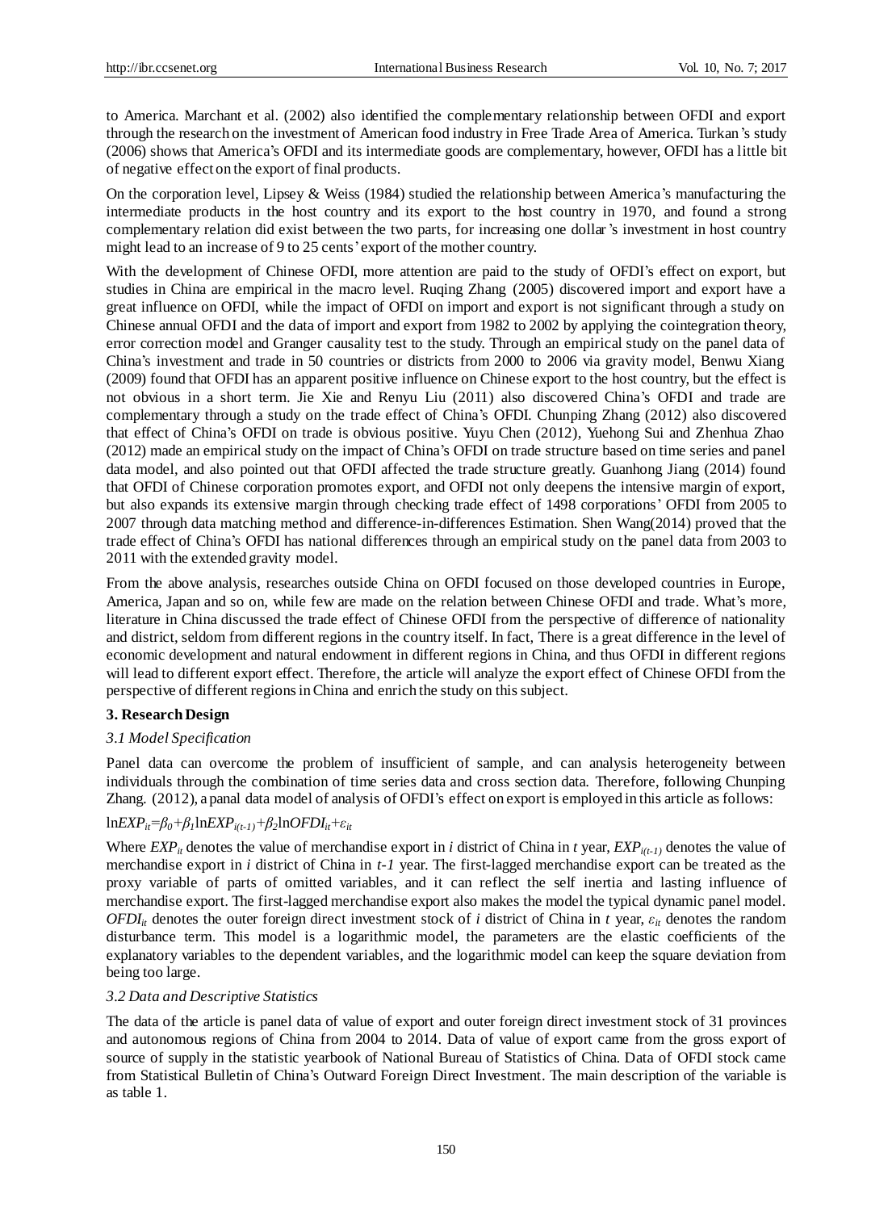to America. Marchant et al. (2002) also identified the complementary relationship between OFDI and export through the research on the investment of American food industry in Free Trade Area of America. Turkan's study (2006) shows that America's OFDI and its intermediate goods are complementary, however, OFDI has a little bit of negative effect on the export of final products.

On the corporation level, Lipsey & Weiss (1984) studied the relationship between America's manufacturing the intermediate products in the host country and its export to the host country in 1970, and found a strong complementary relation did exist between the two parts, for increasing one dollar's investment in host country might lead to an increase of 9 to 25 cents' export of the mother country.

With the development of Chinese OFDI, more attention are paid to the study of OFDI's effect on export, but studies in China are empirical in the macro level. Ruqing Zhang (2005) discovered import and export have a great influence on OFDI, while the impact of OFDI on import and export is not significant through a study on Chinese annual OFDI and the data of import and export from 1982 to 2002 by applying the cointegration theory, error correction model and Granger causality test to the study. Through an empirical study on the panel data of China's investment and trade in 50 countries or districts from 2000 to 2006 via gravity model, Benwu Xiang (2009) found that OFDI has an apparent positive influence on Chinese export to the host country, but the effect is not obvious in a short term. Jie Xie and Renyu Liu (2011) also discovered China's OFDI and trade are complementary through a study on the trade effect of China's OFDI. Chunping Zhang (2012) also discovered that effect of China's OFDI on trade is obvious positive. Yuyu Chen (2012), Yuehong Sui and Zhenhua Zhao (2012) made an empirical study on the impact of China's OFDI on trade structure based on time series and panel data model, and also pointed out that OFDI affected the trade structure greatly. Guanhong Jiang (2014) found that OFDI of Chinese corporation promotes export, and OFDI not only deepens the intensive margin of export, but also expands its extensive margin through checking trade effect of 1498 corporations' OFDI from 2005 to 2007 through data matching method and difference-in-differences Estimation. Shen Wang(2014) proved that the trade effect of China's OFDI has national differences through an empirical study on the panel data from 2003 to 2011 with the extended gravity model.

From the above analysis, researches outside China on OFDI focused on those developed countries in Europe, America, Japan and so on, while few are made on the relation between Chinese OFDI and trade. What's more, literature in China discussed the trade effect of Chinese OFDI from the perspective of difference of nationality and district, seldom from different regions in the country itself. In fact, There is a great difference in the level of economic development and natural endowment in different regions in China, and thus OFDI in different regions will lead to different export effect. Therefore, the article will analyze the export effect of Chinese OFDI from the perspective of different regions in China and enrich the study on this subject.

## 3. Research Design

### *3.1 Model Specification*

Panel data can overcome the problem of insufficient of sample, and can analysis heterogeneity between individuals through the combination of time series data and cross section data. Therefore, following Chunping Zhang. (2012), a panal data model of analysis of OFDI's effect on export is employed in this article as follows:

$$\ln EXP_{it}=\beta_0+\beta_1 \ln EXP_{i(t-1)}+\beta_2 \ln OFDI_{it}+\varepsilon_{it}$$

Where $EXP_{it}$ denotes the value of merchandise export in *i* district of China in *t* year, $EXP_{i(t-1)}$ denotes the value of merchandise export in *i* district of China in *t-1* year. The first-lagged merchandise export can be treated as the proxy variable of parts of omitted variables, and it can reflect the self inertia and lasting influence of merchandise export. The first-lagged merchandise export also makes the model the typical dynamic panel model. $OFDI_{it}$ denotes the outer foreign direct investment stock of *i* district of China in *t* year, $\varepsilon_{it}$ denotes the random disturbance term. This model is a logarithmic model, the parameters are the elastic coefficients of the explanatory variables to the dependent variables, and the logarithmic model can keep the square deviation from being too large.

### *3.2 Data and Descriptive Statistics*

The data of the article is panel data of value of export and outer foreign direct investment stock of 31 provinces and autonomous regions of China from 2004 to 2014. Data of value of export came from the gross export of source of supply in the statistic yearbook of National Bureau of Statistics of China. Data of OFDI stock came from Statistical Bulletin of China's Outward Foreign Direct Investment. The main description of the variable is as table 1.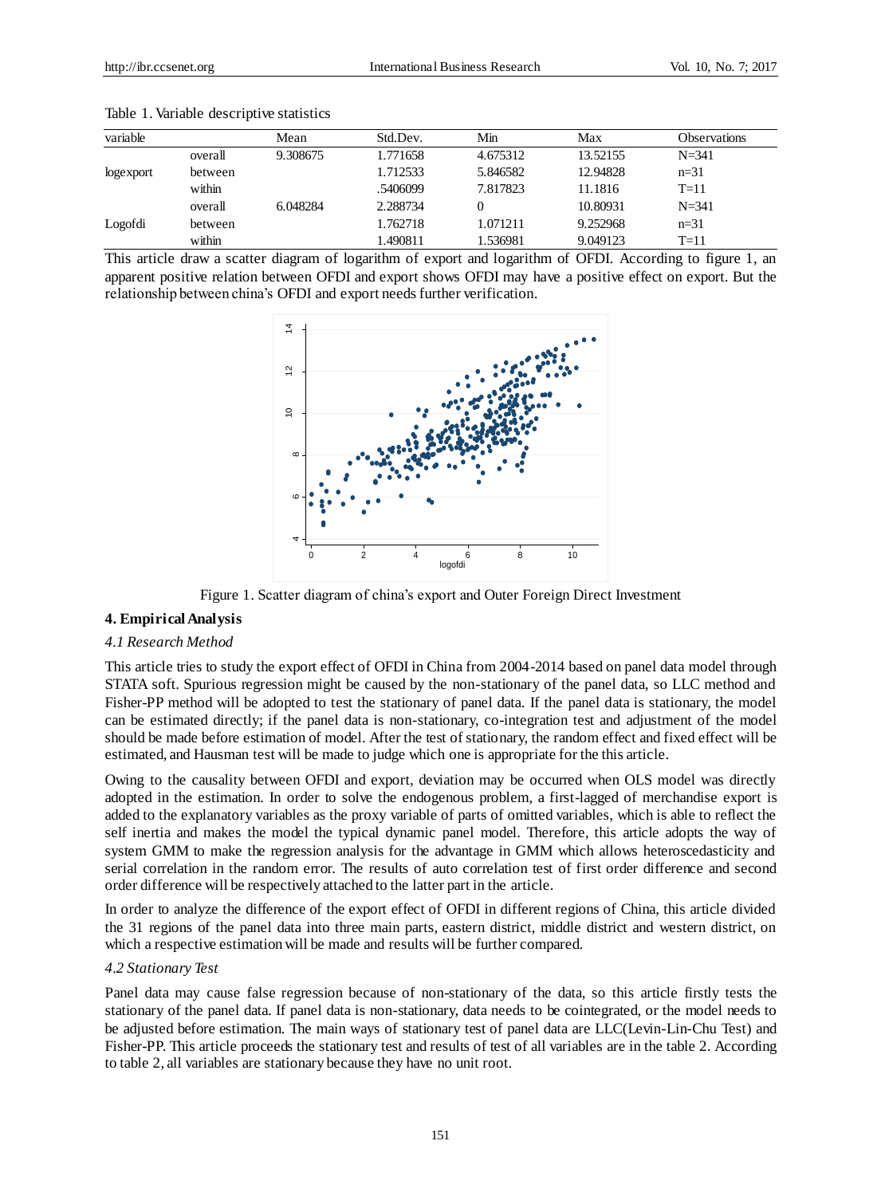Table 1. Variable descriptive statistics

| variable | | Mean | Std.Dev. | Min | Max | Observations |
|---|---|---|---|---|---|---|
| logexport | overall | 9.308675 | 1.771658 | 4.675312 | 13.52155 | N=341 |
| | between | | 1.712533 | 5.846582 | 12.94828 | n=31 |
| | within | | .5406099 | 7.817823 | 11.1816 | T=11 |
| Logofdi | overall | 6.048284 | 2.288734 | 0 | 10.80931 | N=341 |
| | between | | 1.762718 | 1.071211 | 9.252968 | n=31 |
| | within | | 1.490811 | 1.536981 | 9.049123 | T=11 |

This article draw a scatter diagram of logarithm of export and logarithm of OFDI. According to figure 1, an apparent positive relation between OFDI and export shows OFDI may have a positive effect on export. But the relationship between china's OFDI and export needs further verification.

14
12
10
8
6
4
0
2
4
6
8
10
logofdi

Figure 1. Scatter diagram of china's export and Outer Foreign Direct Investment

## 4. Empirical Analysis

### *4.1 Research Method*

This article tries to study the export effect of OFDI in China from 2004-2014 based on panel data model through STATA soft. Spurious regression might be caused by the non-stationary of the panel data, so LLC method and Fisher-PP method will be adopted to test the stationary of panel data. If the panel data is stationary, the model can be estimated directly; if the panel data is non-stationary, co-integration test and adjustment of the model should be made before estimation of model. After the test of stationary, the random effect and fixed effect will be estimated, and Hausman test will be made to judge which one is appropriate for the this article.

Owing to the causality between OFDI and export, deviation may be occurred when OLS model was directly adopted in the estimation. In order to solve the endogenous problem, a first-lagged of merchandise export is added to the explanatory variables as the proxy variable of parts of omitted variables, which is able to reflect the self inertia and makes the model the typical dynamic panel model. Therefore, this article adopts the way of system GMM to make the regression analysis for the advantage in GMM which allows heteroscedasticity and serial correlation in the random error. The results of auto correlation test of first order difference and second order difference will be respectively attached to the latter part in the article.

In order to analyze the difference of the export effect of OFDI in different regions of China, this article divided the 31 regions of the panel data into three main parts, eastern district, middle district and western district, on which a respective estimation will be made and results will be further compared.

### *4.2 Stationary Test*

Panel data may cause false regression because of non-stationary of the data, so this article firstly tests the stationary of the panel data. If panel data is non-stationary, data needs to be cointegrated, or the model needs to be adjusted before estimation. The main ways of stationary test of panel data are LLC(Levin-Lin-Chu Test) and Fisher-PP. This article proceeds the stationary test and results of test of all variables are in the table 2. According to table 2, all variables are stationary because they have no unit root.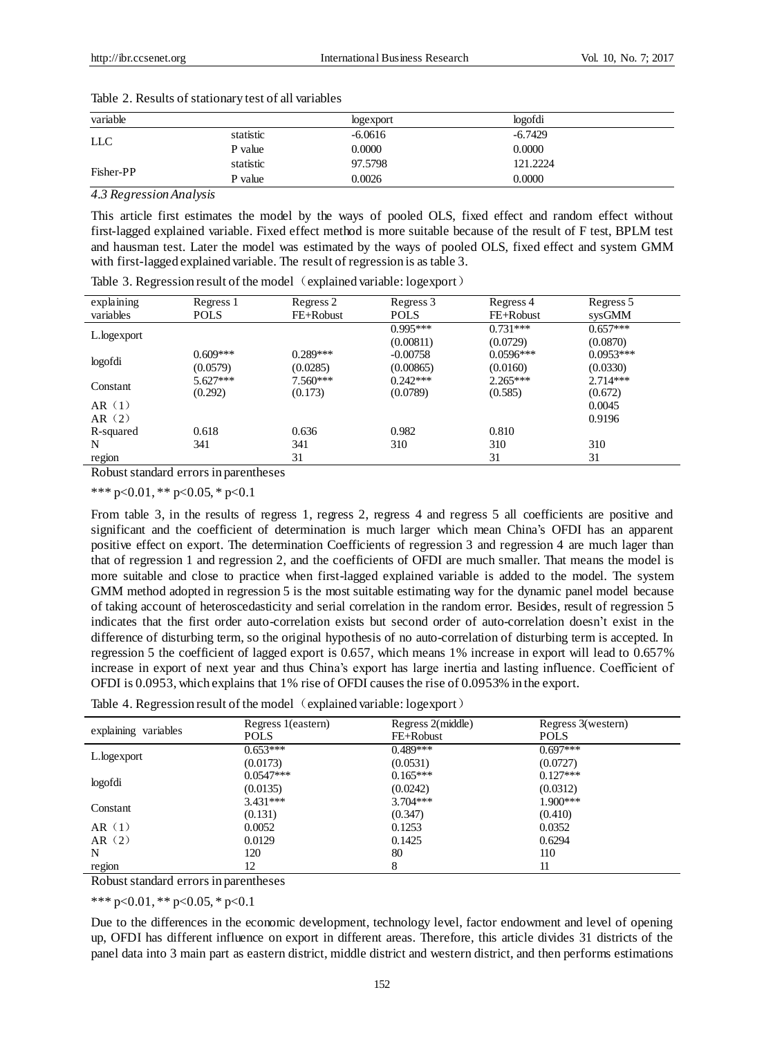Table 2. Results of stationary test of all variables

| variable | | logexport | logofdi |
|---|---|---|---|
| LLC | statistic | -6.0616 | -6.7429 |
| | P value | 0.0000 | 0.0000 |
| Fisher-PP | statistic | 97.5798 | 121.2224 |
| | P value | 0.0026 | 0.0000 |

*4.3 Regression Analysis*

This article first estimates the model by the ways of pooled OLS, fixed effect and random effect without first-lagged explained variable. Fixed effect method is more suitable because of the result of F test, BPLM test and hausman test. Later the model was estimated by the ways of pooled OLS, fixed effect and system GMM with first-lagged explained variable. The result of regression is as table 3.

Table 3. Regression result of the model（explained variable: logexport）

| explaining variables | Regress 1 POLS | Regress 2 FE+Robust | Regress 3 POLS | Regress 4 FE+Robust | Regress 5 sysGMM |
|---|---|---|---|---|---|
| L.logexport | | | 0.995*** | 0.731*** | 0.657*** |
| | | | (0.00811) | (0.0729) | (0.0870) |
| logofdi | 0.609*** | 0.289*** | -0.00758 | 0.0596*** | 0.0953*** |
| | (0.0579) | (0.0285) | (0.00865) | (0.0160) | (0.0330) |
| Constant | 5.627*** | 7.560*** | 0.242*** | 2.265*** | 2.714*** |
| | (0.292) | (0.173) | (0.0789) | (0.585) | (0.672) |
| AR（1） | | | | | 0.0045 |
| AR（2） | | | | | 0.9196 |
| R-squared | 0.618 | 0.636 | 0.982 | 0.810 | |
| N | 341 | 341 | 310 | 310 | 310 |
| region | | 31 | | 31 | 31 |

Robust standard errors in parentheses

*** p<0.01, ** p<0.05, * p<0.1

From table 3, in the results of regress 1, regress 2, regress 4 and regress 5 all coefficients are positive and significant and the coefficient of determination is much larger which mean China's OFDI has an apparent positive effect on export. The determination Coefficients of regression 3 and regression 4 are much lager than that of regression 1 and regression 2, and the coefficients of OFDI are much smaller. That means the model is more suitable and close to practice when first-lagged explained variable is added to the model. The system GMM method adopted in regression 5 is the most suitable estimating way for the dynamic panel model because of taking account of heteroscedasticity and serial correlation in the random error. Besides, result of regression 5 indicates that the first order auto-correlation exists but second order of auto-correlation doesn't exist in the difference of disturbing term, so the original hypothesis of no auto-correlation of disturbing term is accepted. In regression 5 the coefficient of lagged export is 0.657, which means 1% increase in export will lead to 0.657% increase in export of next year and thus China's export has large inertia and lasting influence. Coefficient of OFDI is 0.0953, which explains that 1% rise of OFDI causes the rise of 0.0953% in the export.

Table 4. Regression result of the model（explained variable: logexport）

| explaining variables | Regress 1(eastern) POLS | Regress 2(middle) FE+Robust | Regress 3(western) POLS |
|---|---|---|---|
| L.logexport | 0.653*** | 0.489*** | 0.697*** |
| | (0.0173) | (0.0531) | (0.0727) |
| logofdi | 0.0547*** | 0.165*** | 0.127*** |
| | (0.0135) | (0.0242) | (0.0312) |
| Constant | 3.431*** | 3.704*** | 1.900*** |
| | (0.131) | (0.347) | (0.410) |
| AR（1） | 0.0052 | 0.1253 | 0.0352 |
| AR（2） | 0.0129 | 0.1425 | 0.6294 |
| N | 120 | 80 | 110 |
| region | 12 | 8 | 11 |

Robust standard errors in parentheses

*** p<0.01, ** p<0.05, * p<0.1

Due to the differences in the economic development, technology level, factor endowment and level of opening up, OFDI has different influence on export in different areas. Therefore, this article divides 31 districts of the panel data into 3 main part as eastern district, middle district and western district, and then performs estimations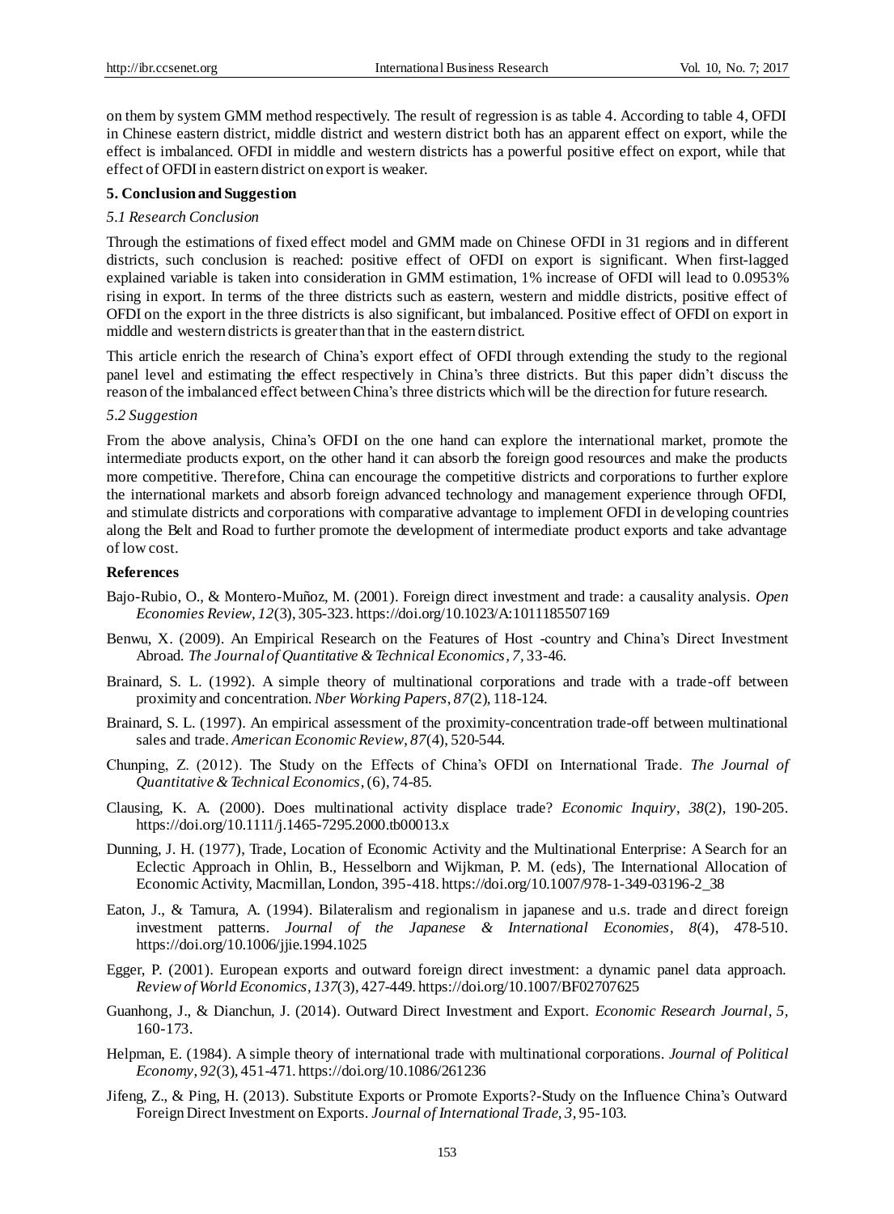on them by system GMM method respectively. The result of regression is as table 4. According to table 4, OFDI in Chinese eastern district, middle district and western district both has an apparent effect on export, while the effect is imbalanced. OFDI in middle and western districts has a powerful positive effect on export, while that effect of OFDI in eastern district on export is weaker.

## 5. Conclusion and Suggestion

### *5.1 Research Conclusion*

Through the estimations of fixed effect model and GMM made on Chinese OFDI in 31 regions and in different districts, such conclusion is reached: positive effect of OFDI on export is significant. When first-lagged explained variable is taken into consideration in GMM estimation, 1% increase of OFDI will lead to 0.0953% rising in export. In terms of the three districts such as eastern, western and middle districts, positive effect of OFDI on the export in the three districts is also significant, but imbalanced. Positive effect of OFDI on export in middle and western districts is greater than that in the eastern district.

This article enrich the research of China's export effect of OFDI through extending the study to the regional panel level and estimating the effect respectively in China's three districts. But this paper didn't discuss the reason of the imbalanced effect between China's three districts which will be the direction for future research.

### *5.2 Suggestion*

From the above analysis, China's OFDI on the one hand can explore the international market, promote the intermediate products export, on the other hand it can absorb the foreign good resources and make the products more competitive. Therefore, China can encourage the competitive districts and corporations to further explore the international markets and absorb foreign advanced technology and management experience through OFDI, and stimulate districts and corporations with comparative advantage to implement OFDI in developing countries along the Belt and Road to further promote the development of intermediate product exports and take advantage of low cost.

## References

Bajo-Rubio, O., & Montero-Muñoz, M. (2001). Foreign direct investment and trade: a causality analysis. *Open Economies Review*, *12*(3), 305-323. https://doi.org/10.1023/A:1011185507169

Benwu, X. (2009). An Empirical Research on the Features of Host -country and China's Direct Investment Abroad. *The Journal of Quantitative & Technical Economics*, *7*, 33-46.

Brainard, S. L. (1992). A simple theory of multinational corporations and trade with a trade-off between proximity and concentration. *Nber Working Papers*, *87*(2), 118-124.

Brainard, S. L. (1997). An empirical assessment of the proximity-concentration trade-off between multinational sales and trade. *American Economic Review*, *87*(4), 520-544.

Chunping, Z. (2012). The Study on the Effects of China's OFDI on International Trade. *The Journal of Quantitative & Technical Economics*, (6), 74-85.

Clausing, K. A. (2000). Does multinational activity displace trade? *Economic Inquiry*, *38*(2), 190-205. https://doi.org/10.1111/j.1465-7295.2000.tb00013.x

Dunning, J. H. (1977), Trade, Location of Economic Activity and the Multinational Enterprise: A Search for an Eclectic Approach in Ohlin, B., Hesselborn and Wijkman, P. M. (eds), The International Allocation of Economic Activity, Macmillan, London, 395-418. https://doi.org/10.1007/978-1-349-03196-2_38

Eaton, J., & Tamura, A. (1994). Bilateralism and regionalism in japanese and u.s. trade and direct foreign investment patterns. *Journal of the Japanese & International Economies*, *8*(4), 478-510. https://doi.org/10.1006/jjie.1994.1025

Egger, P. (2001). European exports and outward foreign direct investment: a dynamic panel data approach. *Review of World Economics*, *137*(3), 427-449. https://doi.org/10.1007/BF02707625

Guanhong, J., & Dianchun, J. (2014). Outward Direct Investment and Export. *Economic Research Journal*, *5*, 160-173.

Helpman, E. (1984). A simple theory of international trade with multinational corporations. *Journal of Political Economy*, *92*(3), 451-471. https://doi.org/10.1086/261236

Jifeng, Z., & Ping, H. (2013). Substitute Exports or Promote Exports?-Study on the Influence China's Outward Foreign Direct Investment on Exports. *Journal of International Trade*, *3*, 95-103.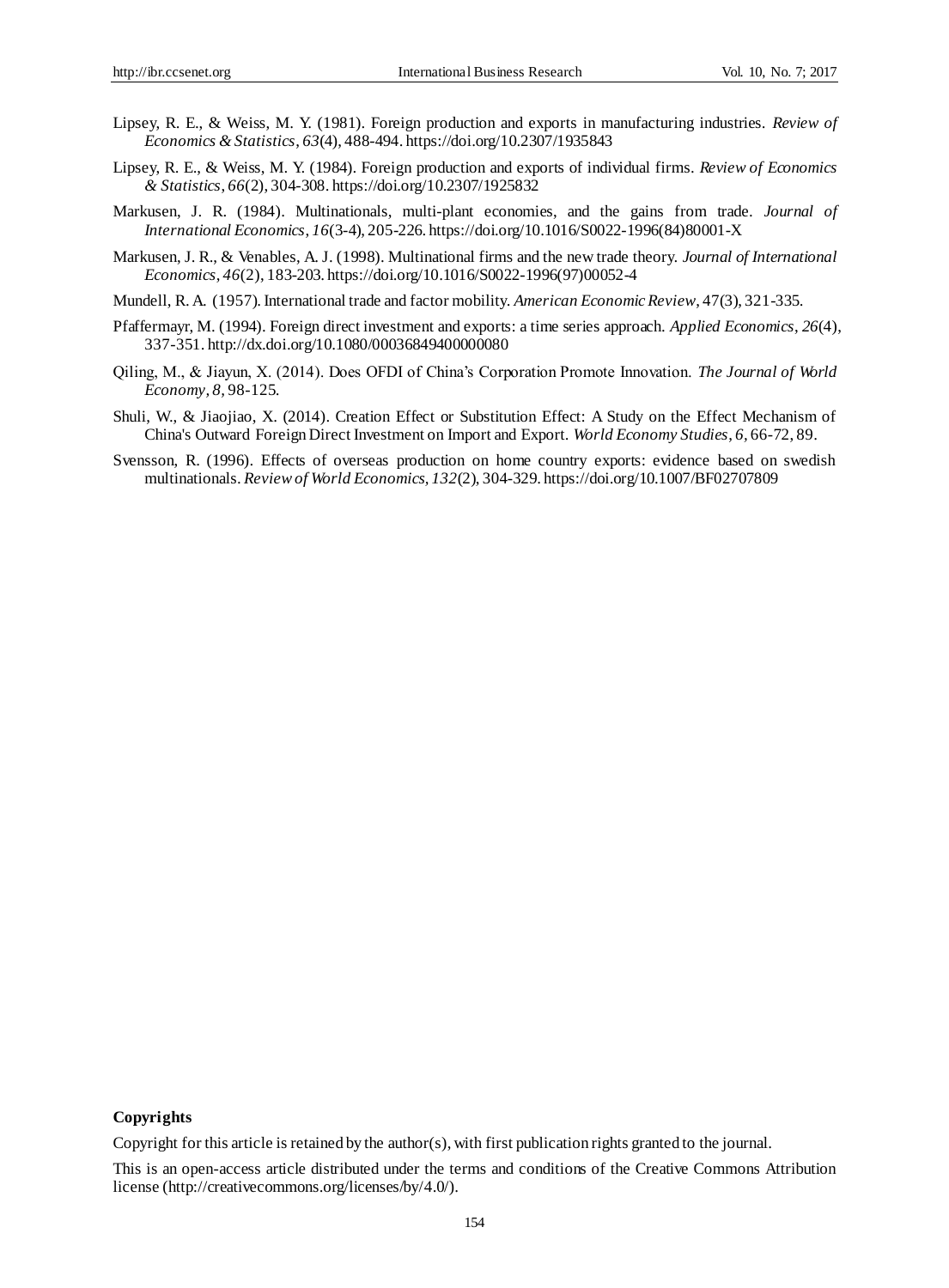Lipsey, R. E., & Weiss, M. Y. (1981). Foreign production and exports in manufacturing industries. *Review of Economics & Statistics*, *63*(4), 488-494. https://doi.org/10.2307/1935843

Lipsey, R. E., & Weiss, M. Y. (1984). Foreign production and exports of individual firms. *Review of Economics & Statistics*, *66*(2), 304-308. https://doi.org/10.2307/1925832

Markusen, J. R. (1984). Multinationals, multi-plant economies, and the gains from trade. *Journal of International Economics*, *16*(3-4), 205-226. https://doi.org/10.1016/S0022-1996(84)80001-X

Markusen, J. R., & Venables, A. J. (1998). Multinational firms and the new trade theory. *Journal of International Economics*, *46*(2), 183-203. https://doi.org/10.1016/S0022-1996(97)00052-4

Mundell, R. A. (1957). International trade and factor mobility. *American Economic Review*, 47(3), 321-335.

Pfaffermayr, M. (1994). Foreign direct investment and exports: a time series approach. *Applied Economics*, *26*(4), 337-351. http://dx.doi.org/10.1080/00036849400000080

Qiling, M., & Jiayun, X. (2014). Does OFDI of China's Corporation Promote Innovation. *The Journal of World Economy*, *8*, 98-125.

Shuli, W., & Jiaojiao, X. (2014). Creation Effect or Substitution Effect: A Study on the Effect Mechanism of China's Outward Foreign Direct Investment on Import and Export. *World Economy Studies*, *6*, 66-72, 89.

Svensson, R. (1996). Effects of overseas production on home country exports: evidence based on swedish multinationals. *Review of World Economics, 132*(2), 304-329. https://doi.org/10.1007/BF02707809

**Copyrights**

Copyright for this article is retained by the author(s), with first publication rights granted to the journal.

This is an open-access article distributed under the terms and conditions of the Creative Commons Attribution license (http://creativecommons.org/licenses/by/4.0/).